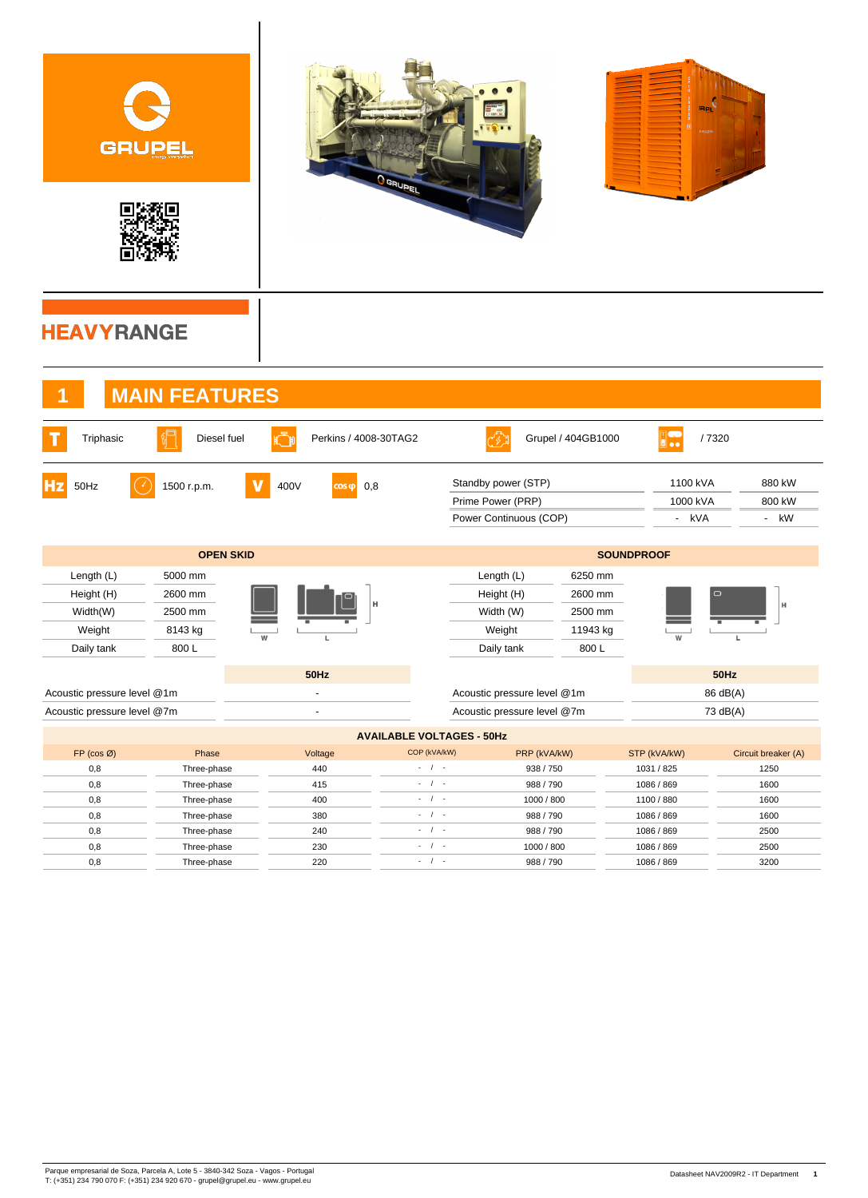GRUPEL

# HEAVYRANGE

## 1 MAIN FEATURES

| | | | | |
|---|---|---|---|---|
| Triphasic | Diesel fuel | Perkins / 4008-30TAG2 | Grupel / 404GB1000 | / 7320 |
| 50Hz | 1500 r.p.m. | 400V | cos φ 0,8 | |

| | | |
|---|---|---|
| Standby power (STP) | 1100 kVA | 880 kW |
| Prime Power (PRP) | 1000 kVA | 800 kW |
| Power Continuous (COP) | - kVA | - kW |

| OPEN SKID | | SOUNDPROOF | |
|---|---|---|---|
| Length (L) | 5000 mm | Length (L) | 6250 mm |
| Height (H) | 2600 mm | Height (H) | 2600 mm |
| Width(W) | 2500 mm | Width (W) | 2500 mm |
| Weight | 8143 kg | Weight | 11943 kg |
| Daily tank | 800 L | Daily tank | 800 L |

| | 50Hz | | 50Hz |
|---|---|---|---|
| Acoustic pressure level @1m | - | Acoustic pressure level @1m | 86 dB(A) |
| Acoustic pressure level @7m | - | Acoustic pressure level @7m | 73 dB(A) |

**AVAILABLE VOLTAGES - 50Hz**

| FP (cos Ø) | Phase | Voltage | COP (kVA/kW) | PRP (kVA/kW) | STP (kVA/kW) | Circuit breaker (A) |
|---|---|---|---|---|---|---|
| 0,8 | Three-phase | 440 | - / - | 938 / 750 | 1031 / 825 | 1250 |
| 0,8 | Three-phase | 415 | - / - | 988 / 790 | 1086 / 869 | 1600 |
| 0,8 | Three-phase | 400 | - / - | 1000 / 800 | 1100 / 880 | 1600 |
| 0,8 | Three-phase | 380 | - / - | 988 / 790 | 1086 / 869 | 1600 |
| 0,8 | Three-phase | 240 | - / - | 988 / 790 | 1086 / 869 | 2500 |
| 0,8 | Three-phase | 230 | - / - | 1000 / 800 | 1086 / 869 | 2500 |
| 0,8 | Three-phase | 220 | - / - | 988 / 790 | 1086 / 869 | 3200 |

Parque empresarial de Soza, Parcela A, Lote 5 - 3840-342 Soza - Vagos - Portugal
T: (+351) 234 790 070 F: (+351) 234 920 670 - grupel@grupel.eu - www.grupel.eu

Datasheet NAV2009R2 - IT Department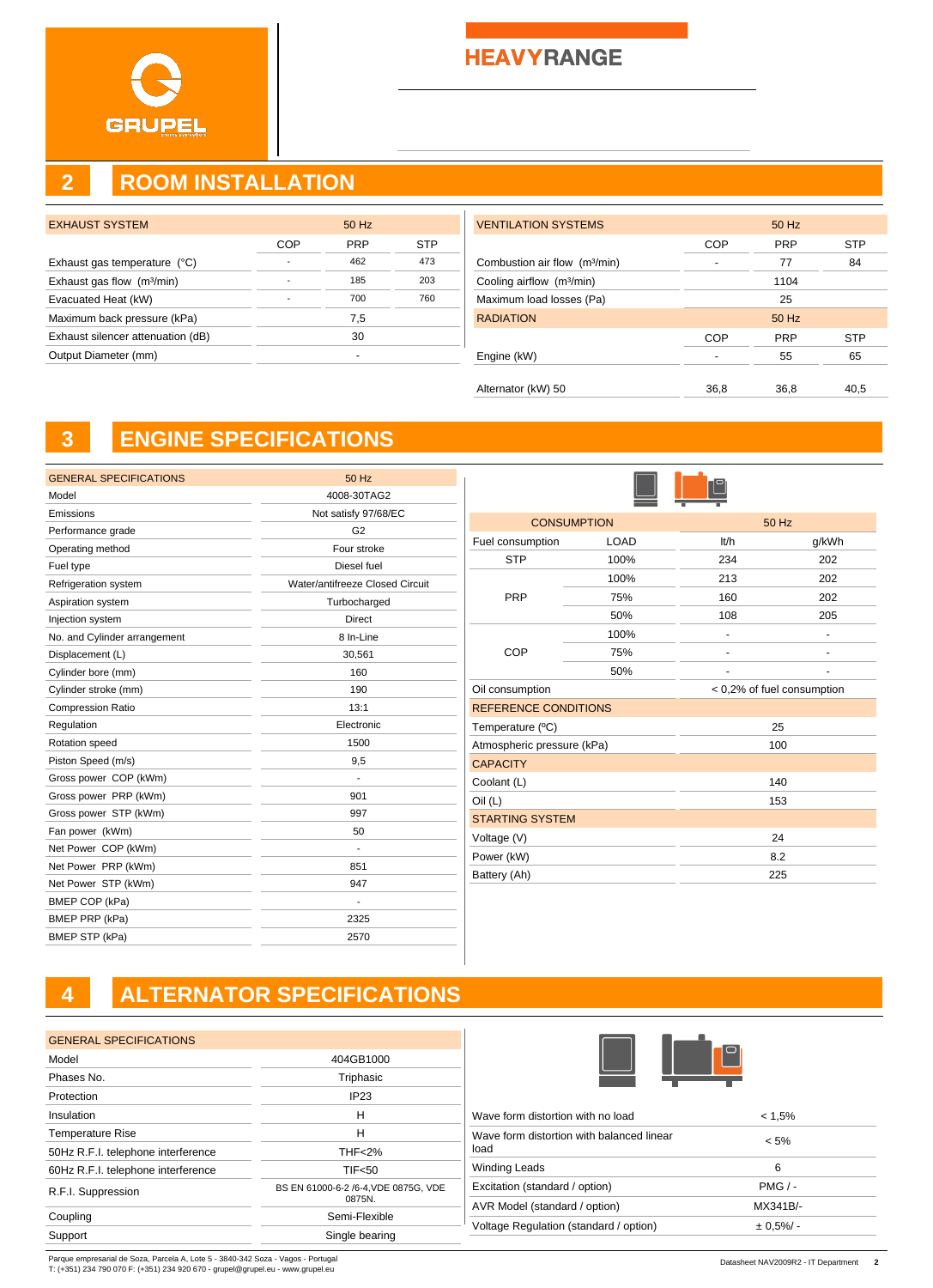# HEAVYRANGE

## 2 ROOM INSTALLATION

| EXHAUST SYSTEM | 50 Hz | | |
|---|---|---|---|
| | COP | PRP | STP |
| Exhaust gas temperature (°C) | - | 462 | 473 |
| Exhaust gas flow (m³/min) | - | 185 | 203 |
| Evacuated Heat (kW) | - | 700 | 760 |
| Maximum back pressure (kPa) | 7,5 | | |
| Exhaust silencer attenuation (dB) | 30 | | |
| Output Diameter (mm) | - | | |

| VENTILATION SYSTEMS | 50 Hz | | |
|---|---|---|---|
| | COP | PRP | STP |
| Combustion air flow (m³/min) | - | 77 | 84 |
| Cooling airflow (m³/min) | 1104 | | |
| Maximum load losses (Pa) | 25 | | |
| **RADIATION** | 50 Hz | | |
| | COP | PRP | STP |
| Engine (kW) | - | 55 | 65 |
| Alternator (kW) 50 | 36,8 | 36,8 | 40,5 |

## 3 ENGINE SPECIFICATIONS

| GENERAL SPECIFICATIONS | 50 Hz |
|---|---|
| Model | 4008-30TAG2 |
| Emissions | Not satisfy 97/68/EC |
| Performance grade | G2 |
| Operating method | Four stroke |
| Fuel type | Diesel fuel |
| Refrigeration system | Water/antifreeze Closed Circuit |
| Aspiration system | Turbocharged |
| Injection system | Direct |
| No. and Cylinder arrangement | 8 In-Line |
| Displacement (L) | 30,561 |
| Cylinder bore (mm) | 160 |
| Cylinder stroke (mm) | 190 |
| Compression Ratio | 13:1 |
| Regulation | Electronic |
| Rotation speed | 1500 |
| Piston Speed (m/s) | 9,5 |
| Gross power COP (kWm) | - |
| Gross power PRP (kWm) | 901 |
| Gross power STP (kWm) | 997 |
| Fan power (kWm) | 50 |
| Net Power COP (kWm) | - |
| Net Power PRP (kWm) | 851 |
| Net Power STP (kWm) | 947 |
| BMEP COP (kPa) | - |
| BMEP PRP (kPa) | 2325 |
| BMEP STP (kPa) | 2570 |

| CONSUMPTION | | 50 Hz | |
|---|---|---|---|
| Fuel consumption | LOAD | lt/h | g/kWh |
| STP | 100% | 234 | 202 |
| PRP | 100% | 213 | 202 |
| | 75% | 160 | 202 |
| | 50% | 108 | 205 |
| COP | 100% | - | - |
| | 75% | - | - |
| | 50% | - | - |
| Oil consumption | | < 0,2% of fuel consumption | |
| **REFERENCE CONDITIONS** | | | |
| Temperature (ºC) | | 25 | |
| Atmospheric pressure (kPa) | | 100 | |
| **CAPACITY** | | | |
| Coolant (L) | | 140 | |
| Oil (L) | | 153 | |
| **STARTING SYSTEM** | | | |
| Voltage (V) | | 24 | |
| Power (kW) | | 8.2 | |
| Battery (Ah) | | 225 | |

## 4 ALTERNATOR SPECIFICATIONS

| GENERAL SPECIFICATIONS | |
|---|---|
| Model | 404GB1000 |
| Phases No. | Triphasic |
| Protection | IP23 |
| Insulation | H |
| Temperature Rise | H |
| 50Hz R.F.I. telephone interference | THF<2% |
| 60Hz R.F.I. telephone interference | TIF<50 |
| R.F.I. Suppression | BS EN 61000-6-2 /6-4,VDE 0875G, VDE 0875N. |
| Coupling | Semi-Flexible |
| Support | Single bearing |

| | |
|---|---|
| Wave form distortion with no load | < 1,5% |
| Wave form distortion with balanced linear load | < 5% |
| Winding Leads | 6 |
| Excitation (standard / option) | PMG / - |
| AVR Model (standard / option) | MX341B/- |
| Voltage Regulation (standard / option) | ± 0,5%/ - |

Parque empresarial de Soza, Parcela A, Lote 5 - 3840-342 Soza - Vagos - Portugal
T: (+351) 234 790 070 F: (+351) 234 920 670 - grupel@grupel.eu - www.grupel.eu

Datasheet NAV2009R2 - IT Department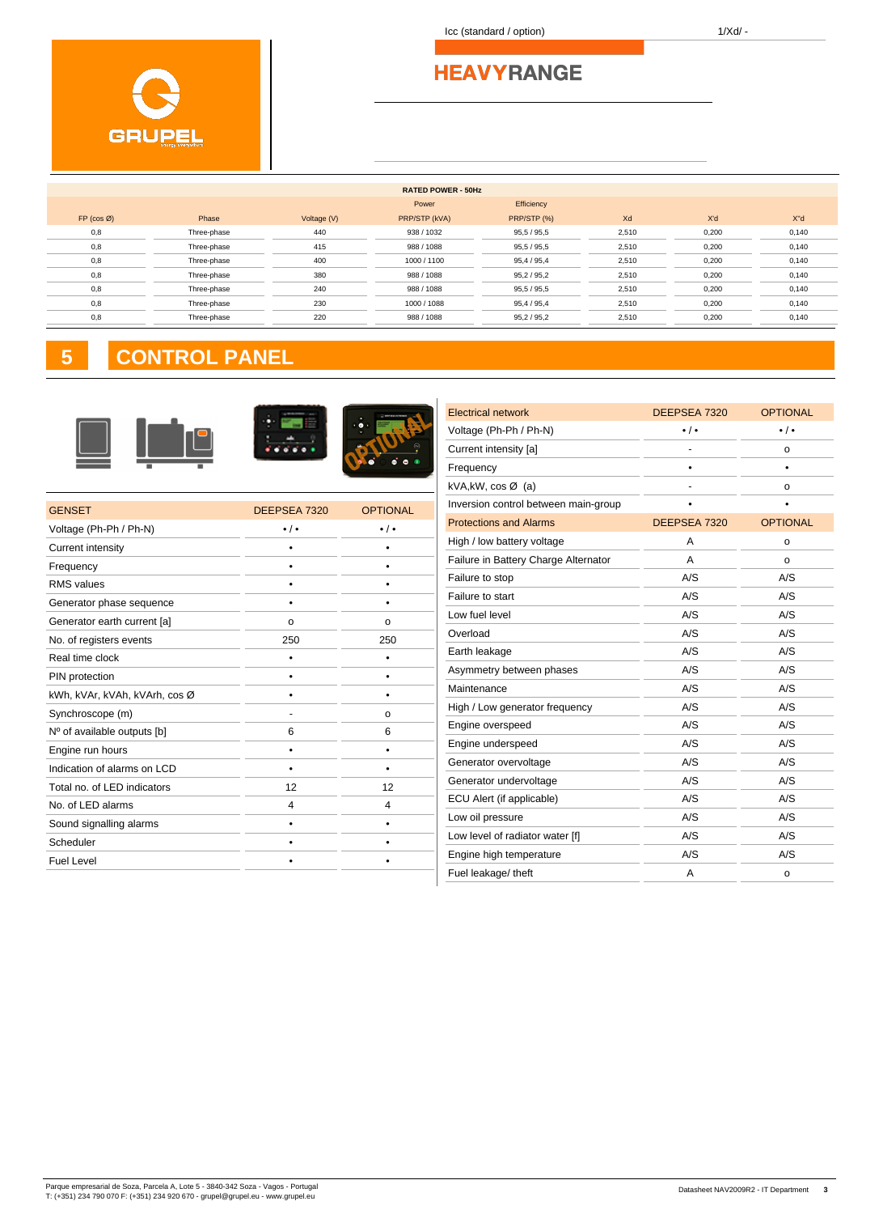Icc (standard / option) 1/Xd/ -

# HEAVYRANGE

| RATED POWER - 50Hz | | | | | | | |
|---|---|---|---|---|---|---|---|
| | | | Power | Efficiency | | | |
| FP (cos Ø) | Phase | Voltage (V) | PRP/STP (kVA) | PRP/STP (%) | Xd | X'd | X"d |
| 0,8 | Three-phase | 440 | 938 / 1032 | 95,5 / 95,5 | 2,510 | 0,200 | 0,140 |
| 0,8 | Three-phase | 415 | 988 / 1088 | 95,5 / 95,5 | 2,510 | 0,200 | 0,140 |
| 0,8 | Three-phase | 400 | 1000 / 1100 | 95,4 / 95,4 | 2,510 | 0,200 | 0,140 |
| 0,8 | Three-phase | 380 | 988 / 1088 | 95,2 / 95,2 | 2,510 | 0,200 | 0,140 |
| 0,8 | Three-phase | 240 | 988 / 1088 | 95,5 / 95,5 | 2,510 | 0,200 | 0,140 |
| 0,8 | Three-phase | 230 | 1000 / 1088 | 95,4 / 95,4 | 2,510 | 0,200 | 0,140 |
| 0,8 | Three-phase | 220 | 988 / 1088 | 95,2 / 95,2 | 2,510 | 0,200 | 0,140 |

## 5 CONTROL PANEL

| GENSET | DEEPSEA 7320 | OPTIONAL |
|---|---|---|
| Voltage (Ph-Ph / Ph-N) | • / • | • / • |
| Current intensity | • | • |
| Frequency | • | • |
| RMS values | • | • |
| Generator phase sequence | • | • |
| Generator earth current [a] | o | o |
| No. of registers events | 250 | 250 |
| Real time clock | • | • |
| PIN protection | • | • |
| kWh, kVAr, kVAh, kVArh, cos Ø | • | • |
| Synchroscope (m) | - | o |
| Nº of available outputs [b] | 6 | 6 |
| Engine run hours | • | • |
| Indication of alarms on LCD | • | • |
| Total no. of LED indicators | 12 | 12 |
| No. of LED alarms | 4 | 4 |
| Sound signalling alarms | • | • |
| Scheduler | • | • |
| Fuel Level | • | • |

| Electrical network | DEEPSEA 7320 | OPTIONAL |
|---|---|---|
| Voltage (Ph-Ph / Ph-N) | • / • | • / • |
| Current intensity [a] | - | o |
| Frequency | • | • |
| kVA,kW, cos Ø (a) | - | o |
| Inversion control between main-group | • | • |

| Protections and Alarms | DEEPSEA 7320 | OPTIONAL |
|---|---|---|
| High / low battery voltage | A | o |
| Failure in Battery Charge Alternator | A | o |
| Failure to stop | A/S | A/S |
| Failure to start | A/S | A/S |
| Low fuel level | A/S | A/S |
| Overload | A/S | A/S |
| Earth leakage | A/S | A/S |
| Asymmetry between phases | A/S | A/S |
| Maintenance | A/S | A/S |
| High / Low generator frequency | A/S | A/S |
| Engine overspeed | A/S | A/S |
| Engine underspeed | A/S | A/S |
| Generator overvoltage | A/S | A/S |
| Generator undervoltage | A/S | A/S |
| ECU Alert (if applicable) | A/S | A/S |
| Low oil pressure | A/S | A/S |
| Low level of radiator water [f] | A/S | A/S |
| Engine high temperature | A/S | A/S |
| Fuel leakage/ theft | A | o |

Parque empresarial de Soza, Parcela A, Lote 5 - 3840-342 Soza - Vagos - Portugal
T: (+351) 234 790 070 F: (+351) 234 920 670 - grupel@grupel.eu - www.grupel.eu

Datasheet NAV2009R2 - IT Department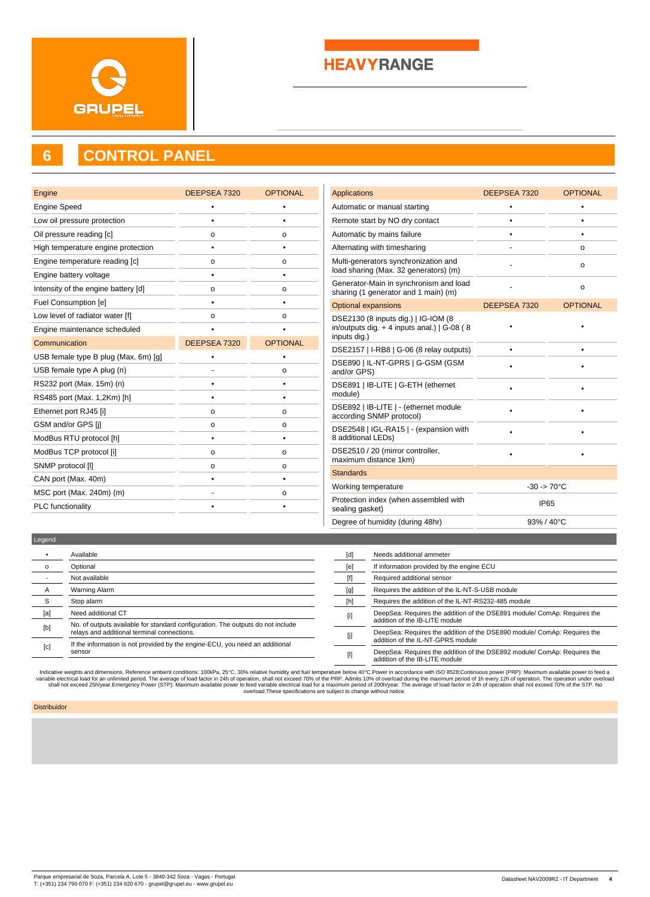HEAVYRANGE

# 6 CONTROL PANEL

| Engine | DEEPSEA 7320 | OPTIONAL |
|---|---|---|
| Engine Speed | • | • |
| Low oil pressure protection | • | • |
| Oil pressure reading [c] | o | o |
| High temperature engine protection | • | • |
| Engine temperature reading [c] | o | o |
| Engine battery voltage | • | • |
| Intensity of the engine battery [d] | o | o |
| Fuel Consumption [e] | • | • |
| Low level of radiator water [f] | o | o |
| Engine maintenance scheduled | • | • |
| **Communication** | **DEEPSEA 7320** | **OPTIONAL** |
| USB female type B plug (Max. 6m) [g] | • | • |
| USB female type A plug (n) | - | o |
| RS232 port (Max. 15m) (n) | • | • |
| RS485 port (Max. 1,2Km) [h] | • | • |
| Ethernet port RJ45 [i] | o | o |
| GSM and/or GPS [j] | o | o |
| ModBus RTU protocol [h] | • | • |
| ModBus TCP protocol [i] | o | o |
| SNMP protocol [l] | o | o |
| CAN port (Max. 40m) | • | • |
| MSC port (Max. 240m) (m) | - | o |
| PLC functionality | • | • |

| Applications | DEEPSEA 7320 | OPTIONAL |
|---|---|---|
| Automatic or manual starting | • | • |
| Remote start by NO dry contact | • | • |
| Automatic by mains failure | • | • |
| Alternating with timesharing | - | o |
| Multi-generators synchronization and load sharing (Max. 32 generators) (m) | - | o |
| Generator-Main in synchronism and load sharing (1 generator and 1 main) (m) | - | o |
| **Optional expansions** | **DEEPSEA 7320** | **OPTIONAL** |
| DSE2130 (8 inputs dig.) \| IG-IOM (8 in/outputs dig. + 4 inputs anal.) \| G-08 ( 8 inputs dig.) | • | • |
| DSE2157 \| I-RB8 \| G-06 (8 relay outputs) | • | • |
| DSE890 \| IL-NT-GPRS \| G-GSM (GSM and/or GPS) | • | • |
| DSE891 \| IB-LITE \| G-ETH (ethernet module) | • | • |
| DSE892 \| IB-LITE \| - (ethernet module according SNMP protocol) | • | • |
| DSE2548 \| IGL-RA15 \| - (expansion with 8 additional LEDs) | • | • |
| DSE2510 / 20 (mirror controller, maximum distance 1km) | • | • |
| **Standards** | | |
| Working temperature | -30 -> 70°C | |
| Protection index (when assembled with sealing gasket) | IP65 | |
| Degree of humidity (during 48hr) | 93% / 40°C | |

**Legend**

| | | | |
|---|---|---|---|
| • | Available | [d] | Needs additional ammeter |
| o | Optional | [e] | If information provided by the engine ECU |
| - | Not available | [f] | Required additional sensor |
| A | Warning Alarm | [g] | Requires the addition of the IL-NT-S-USB module |
| S | Stop alarm | [h] | Requires the addition of the IL-NT-RS232-485 module |
| [a] | Need additional CT | [i] | DeepSea: Requires the addition of the DSE891 module/ ComAp: Requires the addition of the IB-LITE module |
| [b] | No. of outputs available for standard configuration. The outputs do not include relays and additional terminal connections. | [j] | DeepSea: Requires the addition of the DSE890 module/ ComAp: Requires the addition of the IL-NT-GPRS module |
| [c] | If the information is not provided by the engine-ECU, you need an additional sensor | [l] | DeepSea: Requires the addition of the DSE892 module/ ComAp: Requires the addition of the IB-LITE module |

Indicative weights and dimensions. Reference ambient conditions: 100kPa, 25°C, 30% relative humidity and fuel temperature below 40°C.Power in accordance with ISO 8528:Continuous power (PRP): Maximum available power to feed a variable electrical load for an unlimited period. The average of load factor in 24h of operation, shall not exceed 70% of the PRP. Admits 10% of overload during the maximum period of 1h every 12h of operation. The operation under overload shall not exceed 25h/year.Emergency Power (STP): Maximum available power to feed variable electrical load for a maximum period of 200h/year. The average of load factor in 24h of operation shall not exceed 70% of the STP. No overload.These specifications are subject to change without notice.

Distribuidor